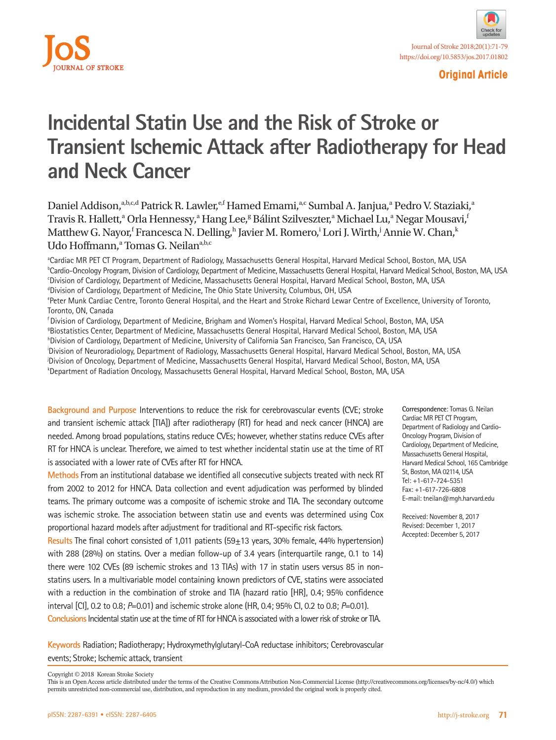Original Article

# Incidental Statin Use and the Risk of Stroke or Transient Ischemic Attack after Radiotherapy for Head and Neck Cancer

Daniel Addison,[a,b,c,d] Patrick R. Lawler,[e,f] Hamed Emami,[a,c] Sumbal A. Janjua,[a] Pedro V. Staziaki,[a] Travis R. Hallett,[a] Orla Hennessy,[a] Hang Lee,[g] Bálint Szilveszter,[a] Michael Lu,[a] Negar Mousavi,[f] Matthew G. Nayor,[f] Francesca N. Delling,[h] Javier M. Romero,[i] Lori J. Wirth,[j] Annie W. Chan,[k] Udo Hoffmann,[a] Tomas G. Neilan[a,b,c]

[a]Cardiac MR PET CT Program, Department of Radiology, Massachusetts General Hospital, Harvard Medical School, Boston, MA, USA
[b]Cardio-Oncology Program, Division of Cardiology, Department of Medicine, Massachusetts General Hospital, Harvard Medical School, Boston, MA, USA
[c]Division of Cardiology, Department of Medicine, Massachusetts General Hospital, Harvard Medical School, Boston, MA, USA
[d]Division of Cardiology, Department of Medicine, The Ohio State University, Columbus, OH, USA
[e]Peter Munk Cardiac Centre, Toronto General Hospital, and the Heart and Stroke Richard Lewar Centre of Excellence, University of Toronto, Toronto, ON, Canada
[f]Division of Cardiology, Department of Medicine, Brigham and Women's Hospital, Harvard Medical School, Boston, MA, USA
[g]Biostatistics Center, Department of Medicine, Massachusetts General Hospital, Harvard Medical School, Boston, MA, USA
[h]Division of Cardiology, Department of Medicine, University of California San Francisco, San Francisco, CA, USA
[i]Division of Neuroradiology, Department of Radiology, Massachusetts General Hospital, Harvard Medical School, Boston, MA, USA
[j]Division of Oncology, Department of Medicine, Massachusetts General Hospital, Harvard Medical School, Boston, MA, USA
[k]Department of Radiation Oncology, Massachusetts General Hospital, Harvard Medical School, Boston, MA, USA

**Background and Purpose** Interventions to reduce the risk for cerebrovascular events (CVE; stroke and transient ischemic attack [TIA]) after radiotherapy (RT) for head and neck cancer (HNCA) are needed. Among broad populations, statins reduce CVEs; however, whether statins reduce CVEs after RT for HNCA is unclear. Therefore, we aimed to test whether incidental statin use at the time of RT is associated with a lower rate of CVEs after RT for HNCA.

**Methods** From an institutional database we identified all consecutive subjects treated with neck RT from 2002 to 2012 for HNCA. Data collection and event adjudication was performed by blinded teams. The primary outcome was a composite of ischemic stroke and TIA. The secondary outcome was ischemic stroke. The association between statin use and events was determined using Cox proportional hazard models after adjustment for traditional and RT-specific risk factors.

**Results** The final cohort consisted of 1,011 patients (59±13 years, 30% female, 44% hypertension) with 288 (28%) on statins. Over a median follow-up of 3.4 years (interquartile range, 0.1 to 14) there were 102 CVEs (89 ischemic strokes and 13 TIAs) with 17 in statin users versus 85 in non-statins users. In a multivariable model containing known predictors of CVE, statins were associated with a reduction in the combination of stroke and TIA (hazard ratio [HR], 0.4; 95% confidence interval [CI], 0.2 to 0.8; *P*=0.01) and ischemic stroke alone (HR, 0.4; 95% CI, 0.2 to 0.8; *P*=0.01).

**Conclusions** Incidental statin use at the time of RT for HNCA is associated with a lower risk of stroke or TIA.

**Keywords** Radiation; Radiotherapy; Hydroxymethylglutaryl-CoA reductase inhibitors; Cerebrovascular events; Stroke; Ischemic attack, transient

**Correspondence**: Tomas G. Neilan
Cardiac MR PET CT Program, Department of Radiology and Cardio-Oncology Program, Division of Cardiology, Department of Medicine, Massachusetts General Hospital, Harvard Medical School, 165 Cambridge St, Boston, MA 02114, USA
Tel: +1-617-724-5351
Fax: +1-617-726-6808
E-mail: tneilan@mgh.harvard.edu

Received: November 8, 2017
Revised: December 1, 2017
Accepted: December 5, 2017

Copyright © 2018 Korean Stroke Society
This is an Open Access article distributed under the terms of the Creative Commons Attribution Non-Commercial License (http://creativecommons.org/licenses/by-nc/4.0/) which permits unrestricted non-commercial use, distribution, and reproduction in any medium, provided the original work is properly cited.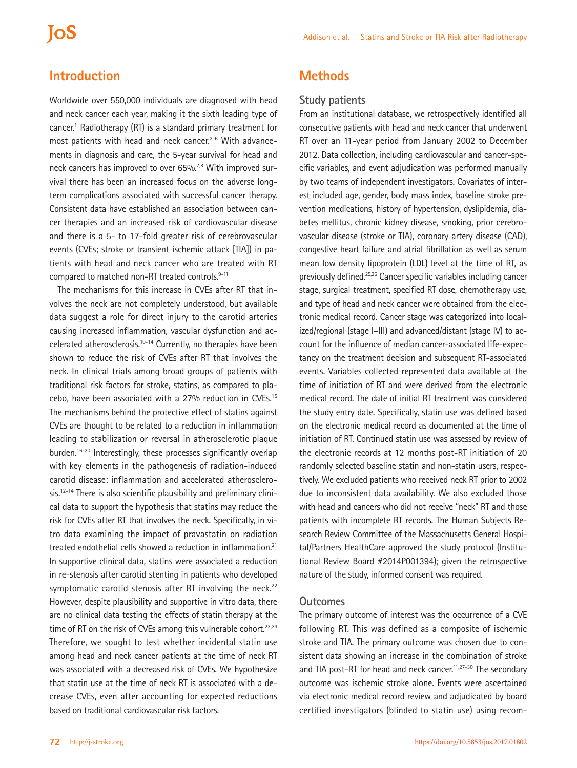## Introduction

Worldwide over 550,000 individuals are diagnosed with head and neck cancer each year, making it the sixth leading type of cancer.[1] Radiotherapy (RT) is a standard primary treatment for most patients with head and neck cancer.[2-6] With advancements in diagnosis and care, the 5-year survival for head and neck cancers has improved to over 65%.[7,8] With improved survival there has been an increased focus on the adverse long-term complications associated with successful cancer therapy. Consistent data have established an association between cancer therapies and an increased risk of cardiovascular disease and there is a 5- to 17-fold greater risk of cerebrovascular events (CVEs; stroke or transient ischemic attack [TIA]) in patients with head and neck cancer who are treated with RT compared to matched non-RT treated controls.[9-11]

The mechanisms for this increase in CVEs after RT that involves the neck are not completely understood, but available data suggest a role for direct injury to the carotid arteries causing increased inflammation, vascular dysfunction and accelerated atherosclerosis.[10-14] Currently, no therapies have been shown to reduce the risk of CVEs after RT that involves the neck. In clinical trials among broad groups of patients with traditional risk factors for stroke, statins, as compared to placebo, have been associated with a 27% reduction in CVEs.[15] The mechanisms behind the protective effect of statins against CVEs are thought to be related to a reduction in inflammation leading to stabilization or reversal in atherosclerotic plaque burden.[16-20] Interestingly, these processes significantly overlap with key elements in the pathogenesis of radiation-induced carotid disease: inflammation and accelerated atherosclerosis.[12-14] There is also scientific plausibility and preliminary clinical data to support the hypothesis that statins may reduce the risk for CVEs after RT that involves the neck. Specifically, in vitro data examining the impact of pravastatin on radiation treated endothelial cells showed a reduction in inflammation.[21] In supportive clinical data, statins were associated a reduction in re-stenosis after carotid stenting in patients who developed symptomatic carotid stenosis after RT involving the neck.[22] However, despite plausibility and supportive in vitro data, there are no clinical data testing the effects of statin therapy at the time of RT on the risk of CVEs among this vulnerable cohort.[23,24] Therefore, we sought to test whether incidental statin use among head and neck cancer patients at the time of neck RT was associated with a decreased risk of CVEs. We hypothesize that statin use at the time of neck RT is associated with a decrease CVEs, even after accounting for expected reductions based on traditional cardiovascular risk factors.

## Methods

### Study patients

From an institutional database, we retrospectively identified all consecutive patients with head and neck cancer that underwent RT over an 11-year period from January 2002 to December 2012. Data collection, including cardiovascular and cancer-specific variables, and event adjudication was performed manually by two teams of independent investigators. Covariates of interest included age, gender, body mass index, baseline stroke prevention medications, history of hypertension, dyslipidemia, diabetes mellitus, chronic kidney disease, smoking, prior cerebrovascular disease (stroke or TIA), coronary artery disease (CAD), congestive heart failure and atrial fibrillation as well as serum mean low density lipoprotein (LDL) level at the time of RT, as previously defined.[25,26] Cancer specific variables including cancer stage, surgical treatment, specified RT dose, chemotherapy use, and type of head and neck cancer were obtained from the electronic medical record. Cancer stage was categorized into localized/regional (stage I–III) and advanced/distant (stage IV) to account for the influence of median cancer-associated life-expectancy on the treatment decision and subsequent RT-associated events. Variables collected represented data available at the time of initiation of RT and were derived from the electronic medical record. The date of initial RT treatment was considered the study entry date. Specifically, statin use was defined based on the electronic medical record as documented at the time of initiation of RT. Continued statin use was assessed by review of the electronic records at 12 months post-RT initiation of 20 randomly selected baseline statin and non-statin users, respectively. We excluded patients who received neck RT prior to 2002 due to inconsistent data availability. We also excluded those with head and cancers who did not receive "neck" RT and those patients with incomplete RT records. The Human Subjects Research Review Committee of the Massachusetts General Hospital/Partners HealthCare approved the study protocol (Institutional Review Board #2014P001394); given the retrospective nature of the study, informed consent was required.

### Outcomes

The primary outcome of interest was the occurrence of a CVE following RT. This was defined as a composite of ischemic stroke and TIA. The primary outcome was chosen due to consistent data showing an increase in the combination of stroke and TIA post-RT for head and neck cancer.[11,27-30] The secondary outcome was ischemic stroke alone. Events were ascertained via electronic medical record review and adjudicated by board certified investigators (blinded to statin use) using recom-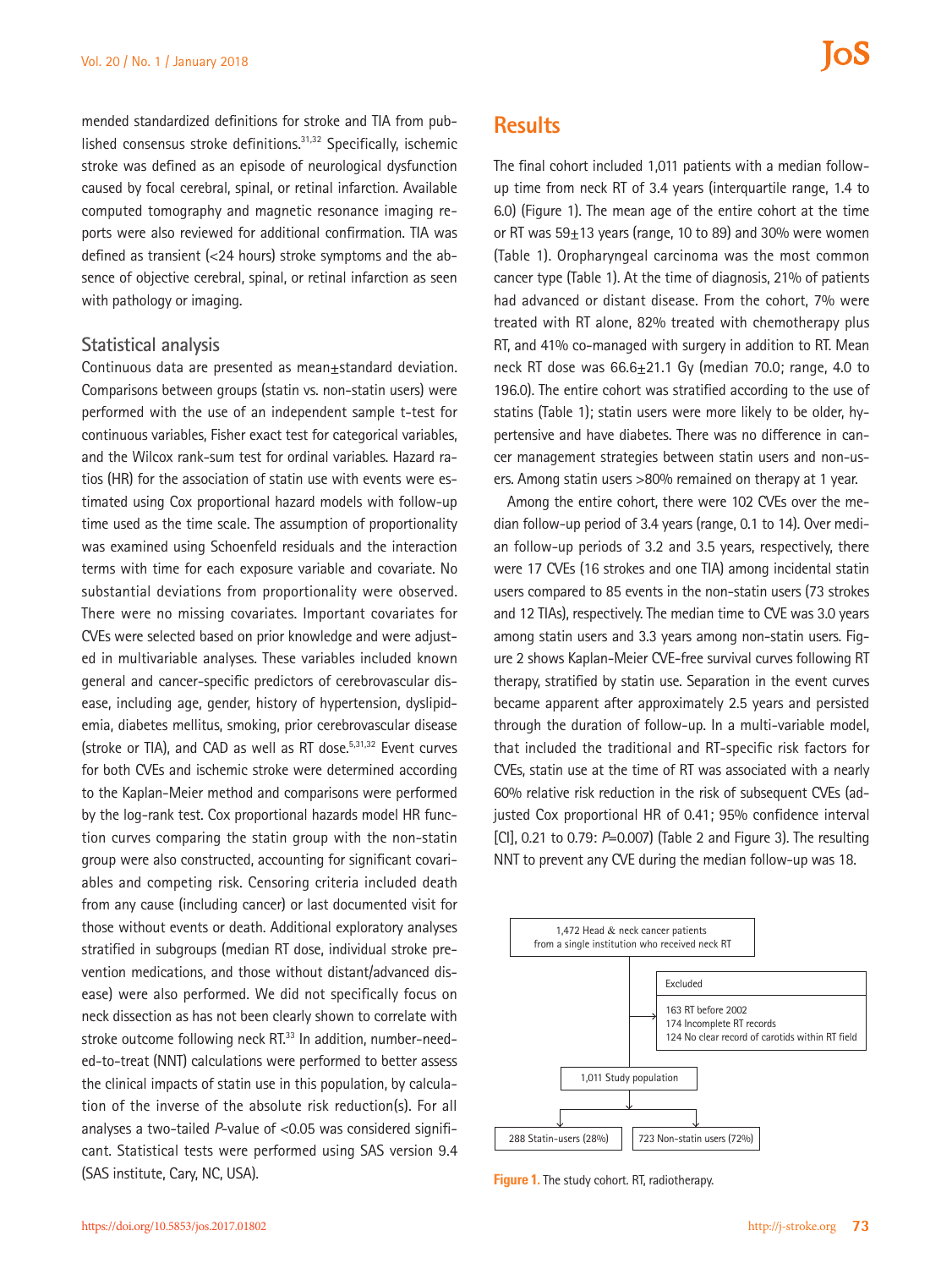mended standardized definitions for stroke and TIA from published consensus stroke definitions.[31,32] Specifically, ischemic stroke was defined as an episode of neurological dysfunction caused by focal cerebral, spinal, or retinal infarction. Available computed tomography and magnetic resonance imaging reports were also reviewed for additional confirmation. TIA was defined as transient (<24 hours) stroke symptoms and the absence of objective cerebral, spinal, or retinal infarction as seen with pathology or imaging.

### Statistical analysis

Continuous data are presented as mean±standard deviation. Comparisons between groups (statin vs. non-statin users) were performed with the use of an independent sample t-test for continuous variables, Fisher exact test for categorical variables, and the Wilcox rank-sum test for ordinal variables. Hazard ratios (HR) for the association of statin use with events were estimated using Cox proportional hazard models with follow-up time used as the time scale. The assumption of proportionality was examined using Schoenfeld residuals and the interaction terms with time for each exposure variable and covariate. No substantial deviations from proportionality were observed. There were no missing covariates. Important covariates for CVEs were selected based on prior knowledge and were adjusted in multivariable analyses. These variables included known general and cancer-specific predictors of cerebrovascular disease, including age, gender, history of hypertension, dyslipidemia, diabetes mellitus, smoking, prior cerebrovascular disease (stroke or TIA), and CAD as well as RT dose.[5,31,32] Event curves for both CVEs and ischemic stroke were determined according to the Kaplan-Meier method and comparisons were performed by the log-rank test. Cox proportional hazards model HR function curves comparing the statin group with the non-statin group were also constructed, accounting for significant covariables and competing risk. Censoring criteria included death from any cause (including cancer) or last documented visit for those without events or death. Additional exploratory analyses stratified in subgroups (median RT dose, individual stroke prevention medications, and those without distant/advanced disease) were also performed. We did not specifically focus on neck dissection as has not been clearly shown to correlate with stroke outcome following neck RT.[33] In addition, number-needed-to-treat (NNT) calculations were performed to better assess the clinical impacts of statin use in this population, by calculation of the inverse of the absolute risk reduction(s). For all analyses a two-tailed *P*-value of <0.05 was considered significant. Statistical tests were performed using SAS version 9.4 (SAS institute, Cary, NC, USA).

## Results

The final cohort included 1,011 patients with a median follow-up time from neck RT of 3.4 years (interquartile range, 1.4 to 6.0) (Figure 1). The mean age of the entire cohort at the time or RT was 59±13 years (range, 10 to 89) and 30% were women (Table 1). Oropharyngeal carcinoma was the most common cancer type (Table 1). At the time of diagnosis, 21% of patients had advanced or distant disease. From the cohort, 7% were treated with RT alone, 82% treated with chemotherapy plus RT, and 41% co-managed with surgery in addition to RT. Mean neck RT dose was 66.6±21.1 Gy (median 70.0; range, 4.0 to 196.0). The entire cohort was stratified according to the use of statins (Table 1); statin users were more likely to be older, hypertensive and have diabetes. There was no difference in cancer management strategies between statin users and non-users. Among statin users >80% remained on therapy at 1 year.

Among the entire cohort, there were 102 CVEs over the median follow-up period of 3.4 years (range, 0.1 to 14). Over median follow-up periods of 3.2 and 3.5 years, respectively, there were 17 CVEs (16 strokes and one TIA) among incidental statin users compared to 85 events in the non-statin users (73 strokes and 12 TIAs), respectively. The median time to CVE was 3.0 years among statin users and 3.3 years among non-statin users. Figure 2 shows Kaplan-Meier CVE-free survival curves following RT therapy, stratified by statin use. Separation in the event curves became apparent after approximately 2.5 years and persisted through the duration of follow-up. In a multi-variable model, that included the traditional and RT-specific risk factors for CVEs, statin use at the time of RT was associated with a nearly 60% relative risk reduction in the risk of subsequent CVEs (adjusted Cox proportional HR of 0.41; 95% confidence interval [CI], 0.21 to 0.79: *P*=0.007) (Table 2 and Figure 3). The resulting NNT to prevent any CVE during the median follow-up was 18.

1,472 Head & neck cancer patients from a single institution who received neck RT

Excluded
- 163 RT before 2002
- 174 Incomplete RT records
- 124 No clear record of carotids within RT field

1,011 Study population

288 Statin-users (28%) | 723 Non-statin users (72%)

**Figure 1.** The study cohort. RT, radiotherapy.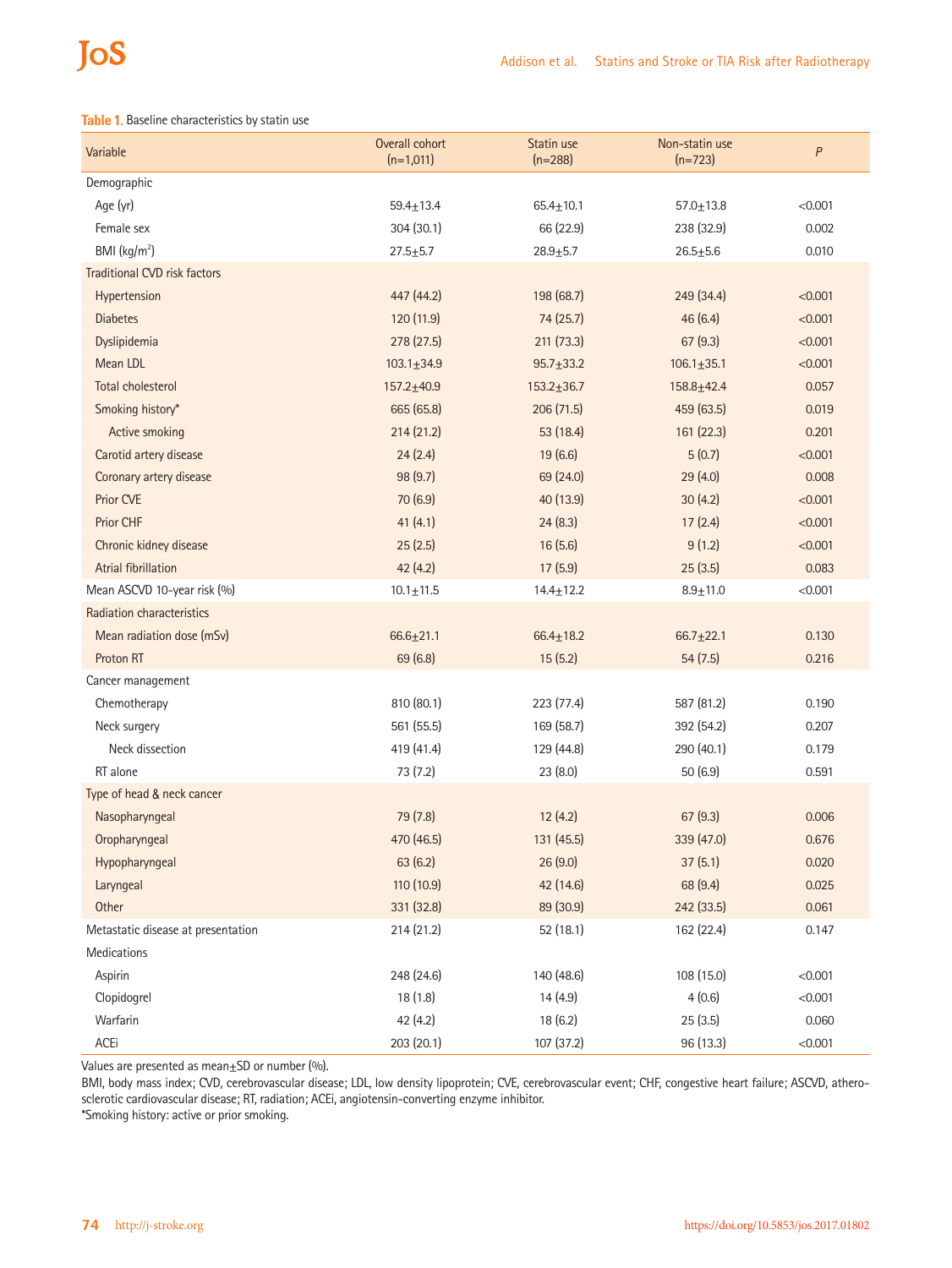**Table 1.** Baseline characteristics by statin use

| Variable | Overall cohort (n=1,011) | Statin use (n=288) | Non-statin use (n=723) | *P* |
|---|---|---|---|---|
| Demographic | | | | |
| Age (yr) | 59.4±13.4 | 65.4±10.1 | 57.0±13.8 | <0.001 |
| Female sex | 304 (30.1) | 66 (22.9) | 238 (32.9) | 0.002 |
| BMI (kg/m$^2$) | 27.5±5.7 | 28.9±5.7 | 26.5±5.6 | 0.010 |
| Traditional CVD risk factors | | | | |
| Hypertension | 447 (44.2) | 198 (68.7) | 249 (34.4) | <0.001 |
| Diabetes | 120 (11.9) | 74 (25.7) | 46 (6.4) | <0.001 |
| Dyslipidemia | 278 (27.5) | 211 (73.3) | 67 (9.3) | <0.001 |
| Mean LDL | 103.1±34.9 | 95.7±33.2 | 106.1±35.1 | <0.001 |
| Total cholesterol | 157.2±40.9 | 153.2±36.7 | 158.8±42.4 | 0.057 |
| Smoking history* | 665 (65.8) | 206 (71.5) | 459 (63.5) | 0.019 |
| Active smoking | 214 (21.2) | 53 (18.4) | 161 (22.3) | 0.201 |
| Carotid artery disease | 24 (2.4) | 19 (6.6) | 5 (0.7) | <0.001 |
| Coronary artery disease | 98 (9.7) | 69 (24.0) | 29 (4.0) | 0.008 |
| Prior CVE | 70 (6.9) | 40 (13.9) | 30 (4.2) | <0.001 |
| Prior CHF | 41 (4.1) | 24 (8.3) | 17 (2.4) | <0.001 |
| Chronic kidney disease | 25 (2.5) | 16 (5.6) | 9 (1.2) | <0.001 |
| Atrial fibrillation | 42 (4.2) | 17 (5.9) | 25 (3.5) | 0.083 |
| Mean ASCVD 10-year risk (%) | 10.1±11.5 | 14.4±12.2 | 8.9±11.0 | <0.001 |
| Radiation characteristics | | | | |
| Mean radiation dose (mSv) | 66.6±21.1 | 66.4±18.2 | 66.7±22.1 | 0.130 |
| Proton RT | 69 (6.8) | 15 (5.2) | 54 (7.5) | 0.216 |
| Cancer management | | | | |
| Chemotherapy | 810 (80.1) | 223 (77.4) | 587 (81.2) | 0.190 |
| Neck surgery | 561 (55.5) | 169 (58.7) | 392 (54.2) | 0.207 |
| Neck dissection | 419 (41.4) | 129 (44.8) | 290 (40.1) | 0.179 |
| RT alone | 73 (7.2) | 23 (8.0) | 50 (6.9) | 0.591 |
| Type of head & neck cancer | | | | |
| Nasopharyngeal | 79 (7.8) | 12 (4.2) | 67 (9.3) | 0.006 |
| Oropharyngeal | 470 (46.5) | 131 (45.5) | 339 (47.0) | 0.676 |
| Hypopharyngeal | 63 (6.2) | 26 (9.0) | 37 (5.1) | 0.020 |
| Laryngeal | 110 (10.9) | 42 (14.6) | 68 (9.4) | 0.025 |
| Other | 331 (32.8) | 89 (30.9) | 242 (33.5) | 0.061 |
| Metastatic disease at presentation | 214 (21.2) | 52 (18.1) | 162 (22.4) | 0.147 |
| Medications | | | | |
| Aspirin | 248 (24.6) | 140 (48.6) | 108 (15.0) | <0.001 |
| Clopidogrel | 18 (1.8) | 14 (4.9) | 4 (0.6) | <0.001 |
| Warfarin | 42 (4.2) | 18 (6.2) | 25 (3.5) | 0.060 |
| ACEi | 203 (20.1) | 107 (37.2) | 96 (13.3) | <0.001 |

Values are presented as mean±SD or number (%).

BMI, body mass index; CVD, cerebrovascular disease; LDL, low density lipoprotein; CVE, cerebrovascular event; CHF, congestive heart failure; ASCVD, atherosclerotic cardiovascular disease; RT, radiation; ACEi, angiotensin-converting enzyme inhibitor.

*Smoking history: active or prior smoking.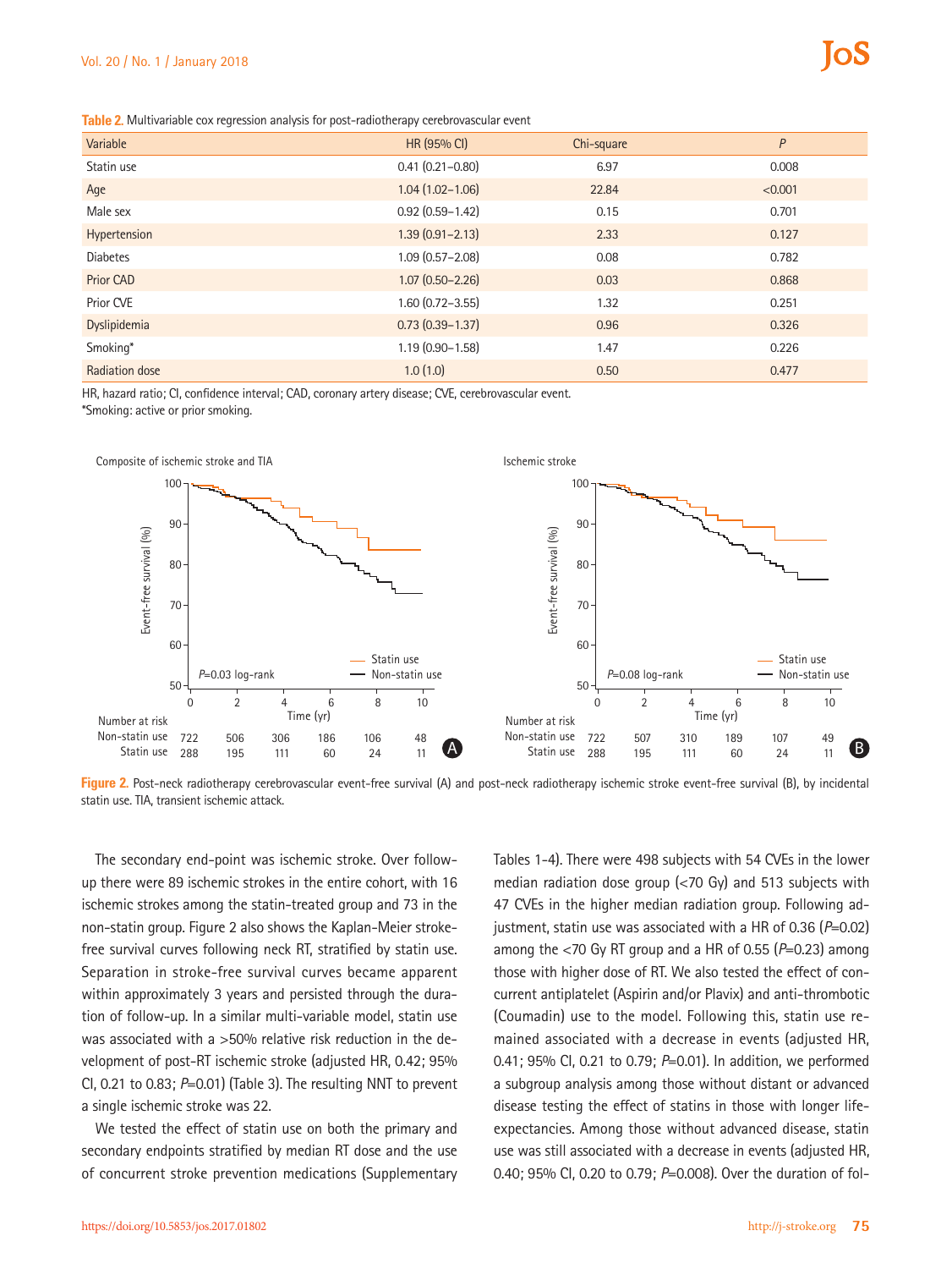**Table 2.** Multivariable cox regression analysis for post-radiotherapy cerebrovascular event

| Variable | HR (95% CI) | Chi-square | *P* |
|---|---|---|---|
| Statin use | 0.41 (0.21–0.80) | 6.97 | 0.008 |
| Age | 1.04 (1.02–1.06) | 22.84 | <0.001 |
| Male sex | 0.92 (0.59–1.42) | 0.15 | 0.701 |
| Hypertension | 1.39 (0.91–2.13) | 2.33 | 0.127 |
| Diabetes | 1.09 (0.57–2.08) | 0.08 | 0.782 |
| Prior CAD | 1.07 (0.50–2.26) | 0.03 | 0.868 |
| Prior CVE | 1.60 (0.72–3.55) | 1.32 | 0.251 |
| Dyslipidemia | 0.73 (0.39–1.37) | 0.96 | 0.326 |
| Smoking* | 1.19 (0.90–1.58) | 1.47 | 0.226 |
| Radiation dose | 1.0 (1.0) | 0.50 | 0.477 |

HR, hazard ratio; CI, confidence interval; CAD, coronary artery disease; CVE, cerebrovascular event.
*Smoking: active or prior smoking.

**Figure 2.** Post-neck radiotherapy cerebrovascular event-free survival (A) and post-neck radiotherapy ischemic stroke event-free survival (B), by incidental statin use. TIA, transient ischemic attack.

The secondary end-point was ischemic stroke. Over follow-up there were 89 ischemic strokes in the entire cohort, with 16 ischemic strokes among the statin-treated group and 73 in the non-statin group. Figure 2 also shows the Kaplan-Meier stroke-free survival curves following neck RT, stratified by statin use. Separation in stroke-free survival curves became apparent within approximately 3 years and persisted through the duration of follow-up. In a similar multi-variable model, statin use was associated with a >50% relative risk reduction in the development of post-RT ischemic stroke (adjusted HR, 0.42; 95% CI, 0.21 to 0.83; *P*=0.01) (Table 3). The resulting NNT to prevent a single ischemic stroke was 22.

We tested the effect of statin use on both the primary and secondary endpoints stratified by median RT dose and the use of concurrent stroke prevention medications (Supplementary Tables 1-4). There were 498 subjects with 54 CVEs in the lower median radiation dose group (<70 Gy) and 513 subjects with 47 CVEs in the higher median radiation group. Following adjustment, statin use was associated with a HR of 0.36 (*P*=0.02) among the <70 Gy RT group and a HR of 0.55 (*P*=0.23) among those with higher dose of RT. We also tested the effect of concurrent antiplatelet (Aspirin and/or Plavix) and anti-thrombotic (Coumadin) use to the model. Following this, statin use remained associated with a decrease in events (adjusted HR, 0.41; 95% CI, 0.21 to 0.79; *P*=0.01). In addition, we performed a subgroup analysis among those without distant or advanced disease testing the effect of statins in those with longer life-expectancies. Among those without advanced disease, statin use was still associated with a decrease in events (adjusted HR, 0.40; 95% CI, 0.20 to 0.79; *P*=0.008). Over the duration of fol-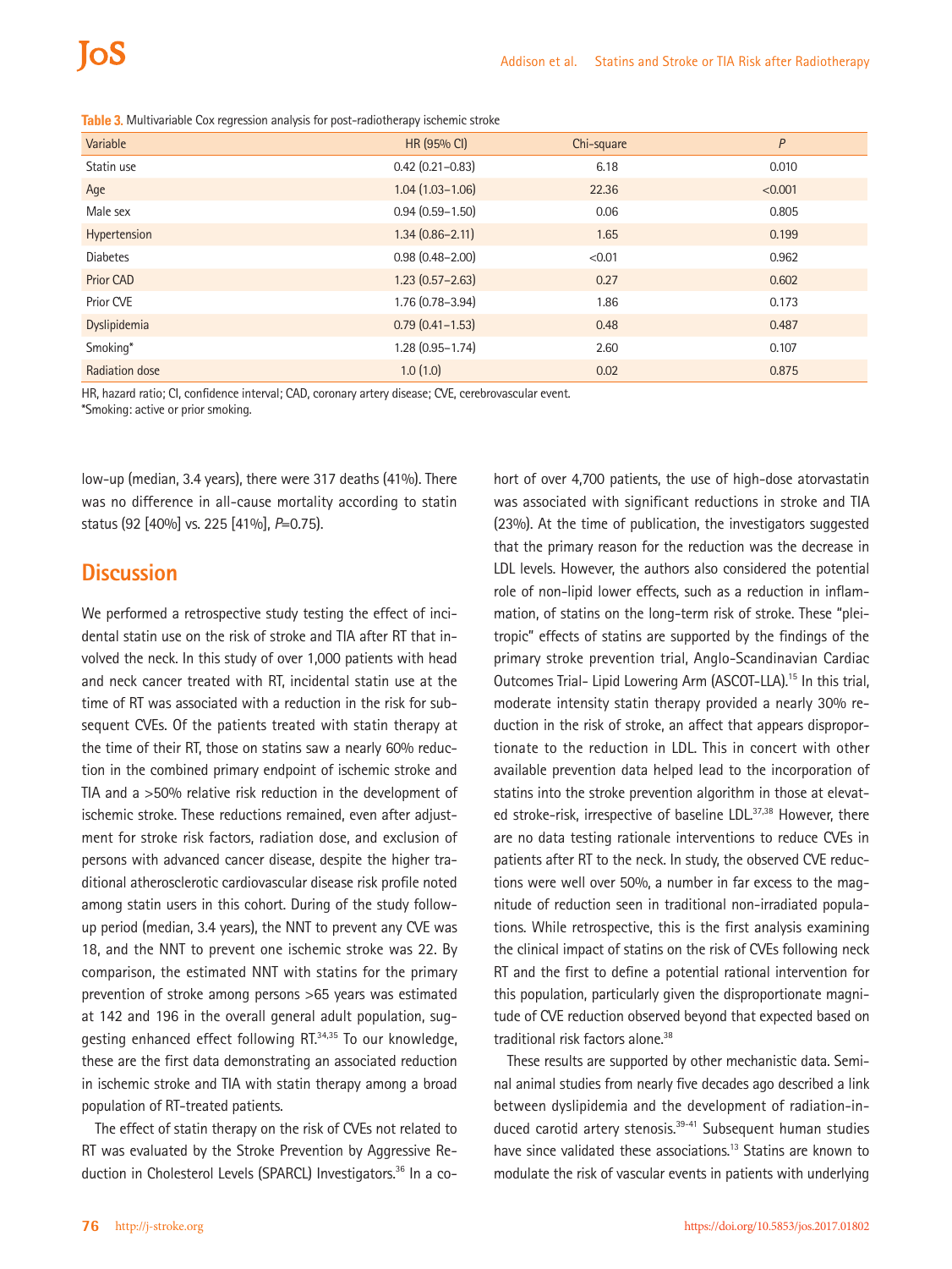**Table 3.** Multivariable Cox regression analysis for post-radiotherapy ischemic stroke

| Variable | HR (95% CI) | Chi-square | *P* |
|---|---|---|---|
| Statin use | 0.42 (0.21–0.83) | 6.18 | 0.010 |
| Age | 1.04 (1.03–1.06) | 22.36 | <0.001 |
| Male sex | 0.94 (0.59–1.50) | 0.06 | 0.805 |
| Hypertension | 1.34 (0.86–2.11) | 1.65 | 0.199 |
| Diabetes | 0.98 (0.48–2.00) | <0.01 | 0.962 |
| Prior CAD | 1.23 (0.57–2.63) | 0.27 | 0.602 |
| Prior CVE | 1.76 (0.78–3.94) | 1.86 | 0.173 |
| Dyslipidemia | 0.79 (0.41–1.53) | 0.48 | 0.487 |
| Smoking* | 1.28 (0.95–1.74) | 2.60 | 0.107 |
| Radiation dose | 1.0 (1.0) | 0.02 | 0.875 |

HR, hazard ratio; CI, confidence interval; CAD, coronary artery disease; CVE, cerebrovascular event.
*Smoking: active or prior smoking.

low-up (median, 3.4 years), there were 317 deaths (41%). There was no difference in all-cause mortality according to statin status (92 [40%] vs. 225 [41%], *P*=0.75).

## Discussion

We performed a retrospective study testing the effect of incidental statin use on the risk of stroke and TIA after RT that involved the neck. In this study of over 1,000 patients with head and neck cancer treated with RT, incidental statin use at the time of RT was associated with a reduction in the risk for subsequent CVEs. Of the patients treated with statin therapy at the time of their RT, those on statins saw a nearly 60% reduction in the combined primary endpoint of ischemic stroke and TIA and a >50% relative risk reduction in the development of ischemic stroke. These reductions remained, even after adjustment for stroke risk factors, radiation dose, and exclusion of persons with advanced cancer disease, despite the higher traditional atherosclerotic cardiovascular disease risk profile noted among statin users in this cohort. During of the study follow-up period (median, 3.4 years), the NNT to prevent any CVE was 18, and the NNT to prevent one ischemic stroke was 22. By comparison, the estimated NNT with statins for the primary prevention of stroke among persons >65 years was estimated at 142 and 196 in the overall general adult population, suggesting enhanced effect following RT.[34,35] To our knowledge, these are the first data demonstrating an associated reduction in ischemic stroke and TIA with statin therapy among a broad population of RT-treated patients.

The effect of statin therapy on the risk of CVEs not related to RT was evaluated by the Stroke Prevention by Aggressive Reduction in Cholesterol Levels (SPARCL) Investigators.[36] In a cohort of over 4,700 patients, the use of high-dose atorvastatin was associated with significant reductions in stroke and TIA (23%). At the time of publication, the investigators suggested that the primary reason for the reduction was the decrease in LDL levels. However, the authors also considered the potential role of non-lipid lower effects, such as a reduction in inflammation, of statins on the long-term risk of stroke. These "pleitropic" effects of statins are supported by the findings of the primary stroke prevention trial, Anglo-Scandinavian Cardiac Outcomes Trial- Lipid Lowering Arm (ASCOT-LLA).[15] In this trial, moderate intensity statin therapy provided a nearly 30% reduction in the risk of stroke, an affect that appears disproportionate to the reduction in LDL. This in concert with other available prevention data helped lead to the incorporation of statins into the stroke prevention algorithm in those at elevated stroke-risk, irrespective of baseline LDL.[37,38] However, there are no data testing rationale interventions to reduce CVEs in patients after RT to the neck. In study, the observed CVE reductions were well over 50%, a number in far excess to the magnitude of reduction seen in traditional non-irradiated populations. While retrospective, this is the first analysis examining the clinical impact of statins on the risk of CVEs following neck RT and the first to define a potential rational intervention for this population, particularly given the disproportionate magnitude of CVE reduction observed beyond that expected based on traditional risk factors alone.[38]

These results are supported by other mechanistic data. Seminal animal studies from nearly five decades ago described a link between dyslipidemia and the development of radiation-induced carotid artery stenosis.[39-41] Subsequent human studies have since validated these associations.[13] Statins are known to modulate the risk of vascular events in patients with underlying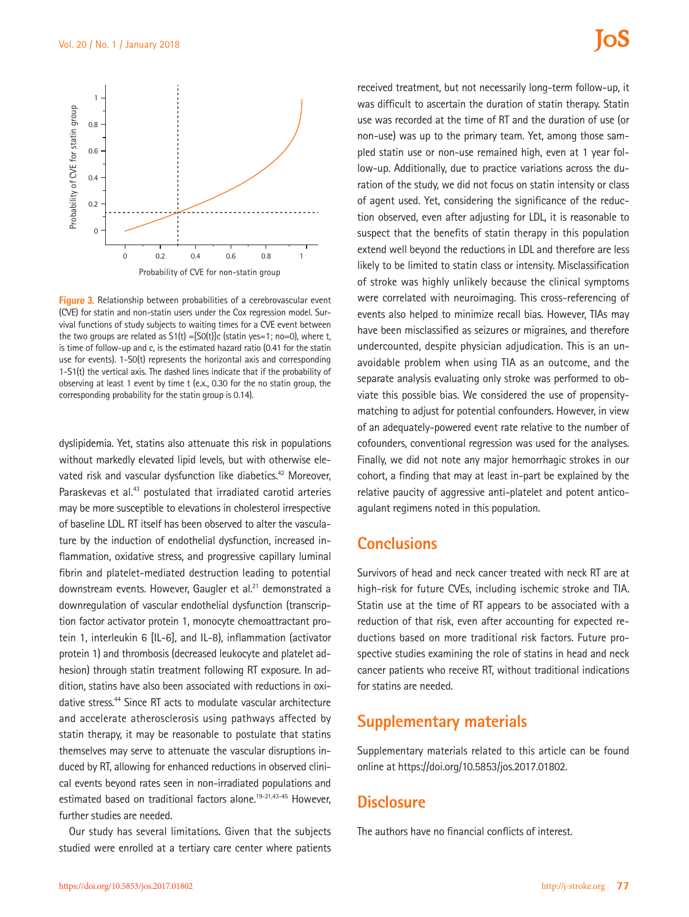**Figure 3.** Relationship between probabilities of a cerebrovascular event (CVE) for statin and non-statin users under the Cox regression model. Survival functions of study subjects to waiting times for a CVE event between the two groups are related as $S1(t) = [S0(t)]^c$ (statin yes=1; no=0), where t, is time of follow-up and c, is the estimated hazard ratio (0.41 for the statin use for events). 1-S0(t) represents the horizontal axis and corresponding 1-S1(t) the vertical axis. The dashed lines indicate that if the probability of observing at least 1 event by time t (e.g., 0.30 for the no statin group, the corresponding probability for the statin group is 0.14).

dyslipidemia. Yet, statins also attenuate this risk in populations without markedly elevated lipid levels, but with otherwise elevated risk and vascular dysfunction like diabetics.[42] Moreover, Paraskevas et al.[43] postulated that irradiated carotid arteries may be more susceptible to elevations in cholesterol irrespective of baseline LDL. RT itself has been observed to alter the vasculature by the induction of endothelial dysfunction, increased inflammation, oxidative stress, and progressive capillary luminal fibrin and platelet-mediated destruction leading to potential downstream events. However, Gaugler et al.[21] demonstrated a downregulation of vascular endothelial dysfunction (transcription factor activator protein 1, monocyte chemoattractant protein 1, interleukin 6 [IL-6], and IL-8), inflammation (activator protein 1) and thrombosis (decreased leukocyte and platelet adhesion) through statin treatment following RT exposure. In addition, statins have also been associated with reductions in oxidative stress.[44] Since RT acts to modulate vascular architecture and accelerate atherosclerosis using pathways affected by statin therapy, it may be reasonable to postulate that statins themselves may serve to attenuate the vascular disruptions induced by RT, allowing for enhanced reductions in observed clinical events beyond rates seen in non-irradiated populations and estimated based on traditional factors alone.[19-21,43-45] However, further studies are needed.

Our study has several limitations. Given that the subjects studied were enrolled at a tertiary care center where patients received treatment, but not necessarily long-term follow-up, it was difficult to ascertain the duration of statin therapy. Statin use was recorded at the time of RT and the duration of use (or non-use) was up to the primary team. Yet, among those sampled statin use or non-use remained high, even at 1 year follow-up. Additionally, due to practice variations across the duration of the study, we did not focus on statin intensity or class of agent used. Yet, considering the significance of the reduction observed, even after adjusting for LDL, it is reasonable to suspect that the benefits of statin therapy in this population extend well beyond the reductions in LDL and therefore are less likely to be limited to statin class or intensity. Misclassification of stroke was highly unlikely because the clinical symptoms were correlated with neuroimaging. This cross-referencing of events also helped to minimize recall bias. However, TIAs may have been misclassified as seizures or migraines, and therefore undercounted, despite physician adjudication. This is an unavoidable problem when using TIA as an outcome, and the separate analysis evaluating only stroke was performed to obviate this possible bias. We considered the use of propensity-matching to adjust for potential confounders. However, in view of an adequately-powered event rate relative to the number of cofounders, conventional regression was used for the analyses. Finally, we did not note any major hemorrhagic strokes in our cohort, a finding that may at least in-part be explained by the relative paucity of aggressive anti-platelet and potent anticoagulant regimens noted in this population.

## Conclusions

Survivors of head and neck cancer treated with neck RT are at high-risk for future CVEs, including ischemic stroke and TIA. Statin use at the time of RT appears to be associated with a reduction of that risk, even after accounting for expected reductions based on more traditional risk factors. Future prospective studies examining the role of statins in head and neck cancer patients who receive RT, without traditional indications for statins are needed.

## Supplementary materials

Supplementary materials related to this article can be found online at https://doi.org/10.5853/jos.2017.01802.

## Disclosure

The authors have no financial conflicts of interest.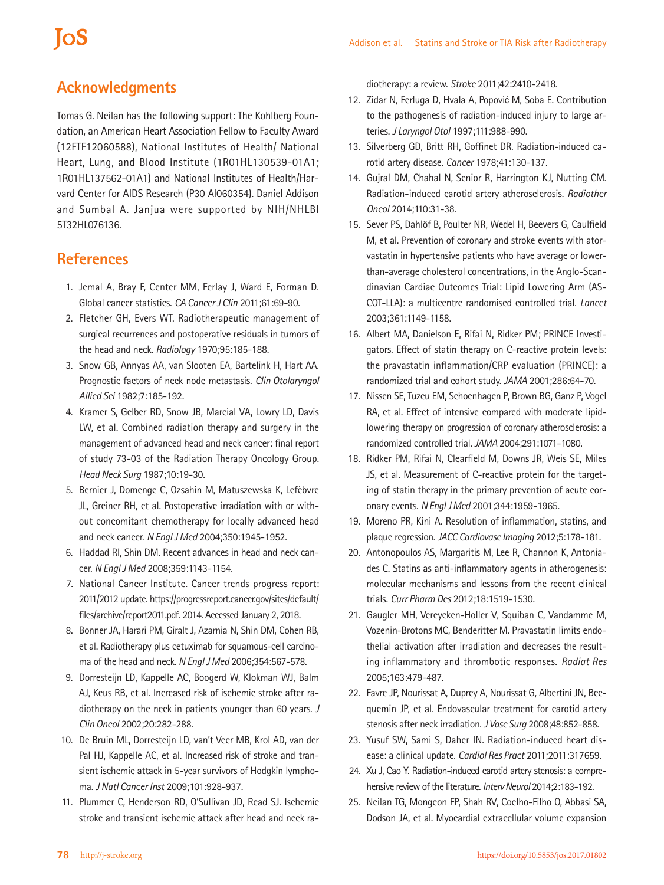## Acknowledgments

Tomas G. Neilan has the following support: The Kohlberg Foundation, an American Heart Association Fellow to Faculty Award (12FTF12060588), National Institutes of Health/ National Heart, Lung, and Blood Institute (1R01HL130539-01A1; 1R01HL137562-01A1) and National Institutes of Health/Harvard Center for AIDS Research (P30 AI060354). Daniel Addison and Sumbal A. Janjua were supported by NIH/NHLBI 5T32HL076136.

## References

1. Jemal A, Bray F, Center MM, Ferlay J, Ward E, Forman D. Global cancer statistics. *CA Cancer J Clin* 2011;61:69-90.
2. Fletcher GH, Evers WT. Radiotherapeutic management of surgical recurrences and postoperative residuals in tumors of the head and neck. *Radiology* 1970;95:185-188.
3. Snow GB, Annyas AA, van Slooten EA, Bartelink H, Hart AA. Prognostic factors of neck node metastasis. *Clin Otolaryngol Allied Sci* 1982;7:185-192.
4. Kramer S, Gelber RD, Snow JB, Marcial VA, Lowry LD, Davis LW, et al. Combined radiation therapy and surgery in the management of advanced head and neck cancer: final report of study 73-03 of the Radiation Therapy Oncology Group. *Head Neck Surg* 1987;10:19-30.
5. Bernier J, Domenge C, Ozsahin M, Matuszewska K, Lefèbvre JL, Greiner RH, et al. Postoperative irradiation with or without concomitant chemotherapy for locally advanced head and neck cancer. *N Engl J Med* 2004;350:1945-1952.
6. Haddad RI, Shin DM. Recent advances in head and neck cancer. *N Engl J Med* 2008;359:1143-1154.
7. National Cancer Institute. Cancer trends progress report: 2011/2012 update. https://progressreport.cancer.gov/sites/default/files/archive/report2011.pdf. 2014. Accessed January 2, 2018.
8. Bonner JA, Harari PM, Giralt J, Azarnia N, Shin DM, Cohen RB, et al. Radiotherapy plus cetuximab for squamous-cell carcinoma of the head and neck. *N Engl J Med* 2006;354:567-578.
9. Dorresteijn LD, Kappelle AC, Boogerd W, Klokman WJ, Balm AJ, Keus RB, et al. Increased risk of ischemic stroke after radiotherapy on the neck in patients younger than 60 years. *J Clin Oncol* 2002;20:282-288.
10. De Bruin ML, Dorresteijn LD, van't Veer MB, Krol AD, van der Pal HJ, Kappelle AC, et al. Increased risk of stroke and transient ischemic attack in 5-year survivors of Hodgkin lymphoma. *J Natl Cancer Inst* 2009;101:928-937.
11. Plummer C, Henderson RD, O'Sullivan JD, Read SJ. Ischemic stroke and transient ischemic attack after head and neck radiotherapy: a review. *Stroke* 2011;42:2410-2418.
12. Zidar N, Ferluga D, Hvala A, Popović M, Soba E. Contribution to the pathogenesis of radiation-induced injury to large arteries. *J Laryngol Otol* 1997;111:988-990.
13. Silverberg GD, Britt RH, Goffinet DR. Radiation-induced carotid artery disease. *Cancer* 1978;41:130-137.
14. Gujral DM, Chahal N, Senior R, Harrington KJ, Nutting CM. Radiation-induced carotid artery atherosclerosis. *Radiother Oncol* 2014;110:31-38.
15. Sever PS, Dahlöf B, Poulter NR, Wedel H, Beevers G, Caulfield M, et al. Prevention of coronary and stroke events with atorvastatin in hypertensive patients who have average or lower-than-average cholesterol concentrations, in the Anglo-Scandinavian Cardiac Outcomes Trial: Lipid Lowering Arm (ASCOT-LLA): a multicentre randomised controlled trial. *Lancet* 2003;361:1149-1158.
16. Albert MA, Danielson E, Rifai N, Ridker PM; PRINCE Investigators. Effect of statin therapy on C-reactive protein levels: the pravastatin inflammation/CRP evaluation (PRINCE): a randomized trial and cohort study. *JAMA* 2001;286:64-70.
17. Nissen SE, Tuzcu EM, Schoenhagen P, Brown BG, Ganz P, Vogel RA, et al. Effect of intensive compared with moderate lipid-lowering therapy on progression of coronary atherosclerosis: a randomized controlled trial. *JAMA* 2004;291:1071-1080.
18. Ridker PM, Rifai N, Clearfield M, Downs JR, Weis SE, Miles JS, et al. Measurement of C-reactive protein for the targeting of statin therapy in the primary prevention of acute coronary events. *N Engl J Med* 2001;344:1959-1965.
19. Moreno PR, Kini A. Resolution of inflammation, statins, and plaque regression. *JACC Cardiovasc Imaging* 2012;5:178-181.
20. Antonopoulos AS, Margaritis M, Lee R, Channon K, Antoniades C. Statins as anti-inflammatory agents in atherogenesis: molecular mechanisms and lessons from the recent clinical trials. *Curr Pharm Des* 2012;18:1519-1530.
21. Gaugler MH, Vereycken-Holler V, Squiban C, Vandamme M, Vozenin-Brotons MC, Benderitter M. Pravastatin limits endothelial activation after irradiation and decreases the resulting inflammatory and thrombotic responses. *Radiat Res* 2005;163:479-487.
22. Favre JP, Nourissat A, Duprey A, Nourissat G, Albertini JN, Becquemin JP, et al. Endovascular treatment for carotid artery stenosis after neck irradiation. *J Vasc Surg* 2008;48:852-858.
23. Yusuf SW, Sami S, Daher IN. Radiation-induced heart disease: a clinical update. *Cardiol Res Pract* 2011;2011:317659.
24. Xu J, Cao Y. Radiation-induced carotid artery stenosis: a comprehensive review of the literature. *Interv Neurol* 2014;2:183-192.
25. Neilan TG, Mongeon FP, Shah RV, Coelho-Filho O, Abbasi SA, Dodson JA, et al. Myocardial extracellular volume expansion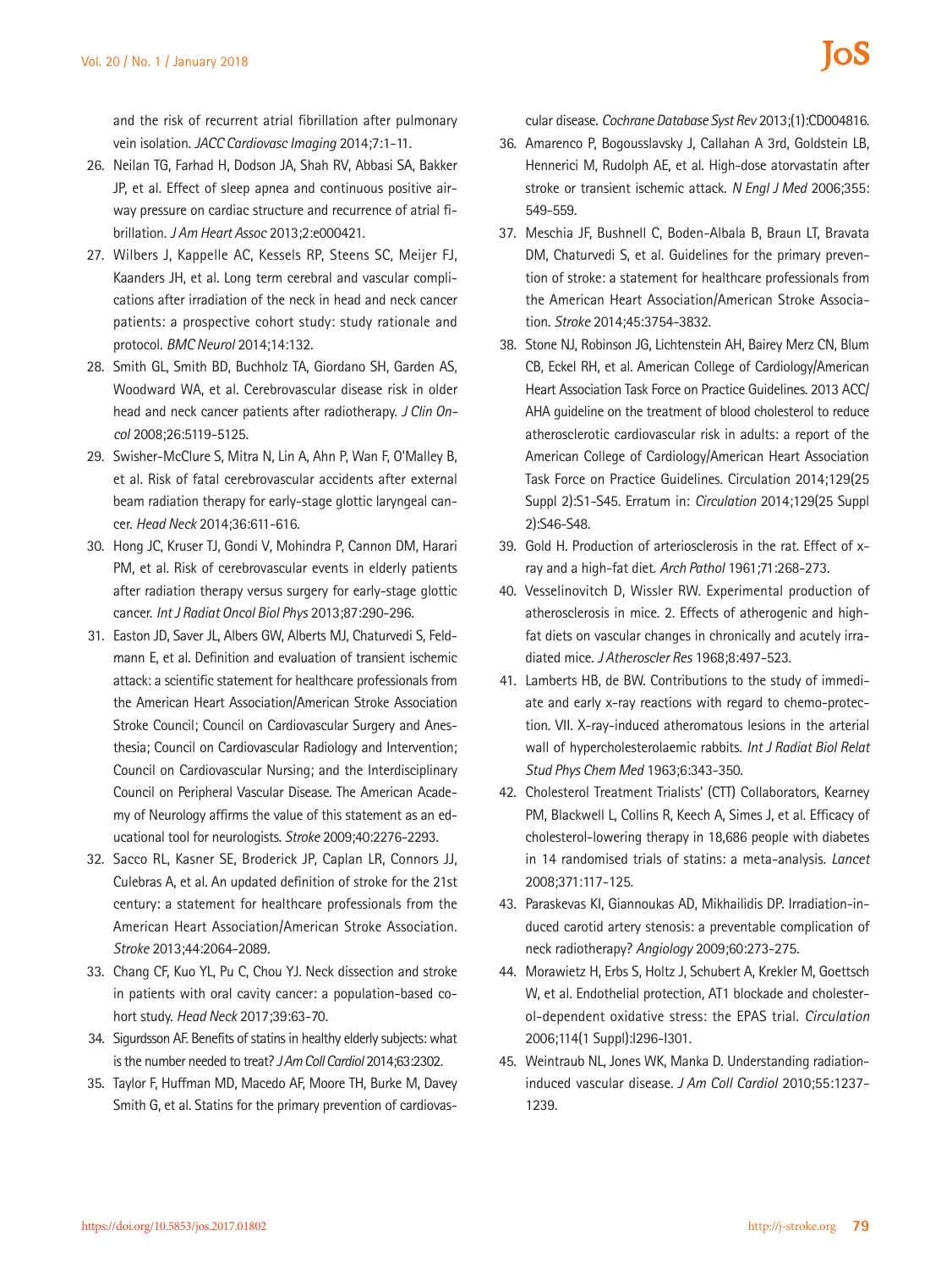and the risk of recurrent atrial fibrillation after pulmonary vein isolation. *JACC Cardiovasc Imaging* 2014;7:1-11.

26. Neilan TG, Farhad H, Dodson JA, Shah RV, Abbasi SA, Bakker JP, et al. Effect of sleep apnea and continuous positive airway pressure on cardiac structure and recurrence of atrial fibrillation. *J Am Heart Assoc* 2013;2:e000421.
27. Wilbers J, Kappelle AC, Kessels RP, Steens SC, Meijer FJ, Kaanders JH, et al. Long term cerebral and vascular complications after irradiation of the neck in head and neck cancer patients: a prospective cohort study: study rationale and protocol. *BMC Neurol* 2014;14:132.
28. Smith GL, Smith BD, Buchholz TA, Giordano SH, Garden AS, Woodward WA, et al. Cerebrovascular disease risk in older head and neck cancer patients after radiotherapy. *J Clin Oncol* 2008;26:5119-5125.
29. Swisher-McClure S, Mitra N, Lin A, Ahn P, Wan F, O'Malley B, et al. Risk of fatal cerebrovascular accidents after external beam radiation therapy for early-stage glottic laryngeal cancer. *Head Neck* 2014;36:611-616.
30. Hong JC, Kruser TJ, Gondi V, Mohindra P, Cannon DM, Harari PM, et al. Risk of cerebrovascular events in elderly patients after radiation therapy versus surgery for early-stage glottic cancer. *Int J Radiat Oncol Biol Phys* 2013;87:290-296.
31. Easton JD, Saver JL, Albers GW, Alberts MJ, Chaturvedi S, Feldmann E, et al. Definition and evaluation of transient ischemic attack: a scientific statement for healthcare professionals from the American Heart Association/American Stroke Association Stroke Council; Council on Cardiovascular Surgery and Anesthesia; Council on Cardiovascular Radiology and Intervention; Council on Cardiovascular Nursing; and the Interdisciplinary Council on Peripheral Vascular Disease. The American Academy of Neurology affirms the value of this statement as an educational tool for neurologists. *Stroke* 2009;40:2276-2293.
32. Sacco RL, Kasner SE, Broderick JP, Caplan LR, Connors JJ, Culebras A, et al. An updated definition of stroke for the 21st century: a statement for healthcare professionals from the American Heart Association/American Stroke Association. *Stroke* 2013;44:2064-2089.
33. Chang CF, Kuo YL, Pu C, Chou YJ. Neck dissection and stroke in patients with oral cavity cancer: a population-based cohort study. *Head Neck* 2017;39:63-70.
34. Sigurdsson AF. Benefits of statins in healthy elderly subjects: what is the number needed to treat? *J Am Coll Cardiol* 2014;63:2302.
35. Taylor F, Huffman MD, Macedo AF, Moore TH, Burke M, Davey Smith G, et al. Statins for the primary prevention of cardiovascular disease. *Cochrane Database Syst Rev* 2013;(1):CD004816.
36. Amarenco P, Bogousslavsky J, Callahan A 3rd, Goldstein LB, Hennerici M, Rudolph AE, et al. High-dose atorvastatin after stroke or transient ischemic attack. *N Engl J Med* 2006;355:549-559.
37. Meschia JF, Bushnell C, Boden-Albala B, Braun LT, Bravata DM, Chaturvedi S, et al. Guidelines for the primary prevention of stroke: a statement for healthcare professionals from the American Heart Association/American Stroke Association. *Stroke* 2014;45:3754-3832.
38. Stone NJ, Robinson JG, Lichtenstein AH, Bairey Merz CN, Blum CB, Eckel RH, et al. American College of Cardiology/American Heart Association Task Force on Practice Guidelines. 2013 ACC/AHA guideline on the treatment of blood cholesterol to reduce atherosclerotic cardiovascular risk in adults: a report of the American College of Cardiology/American Heart Association Task Force on Practice Guidelines. Circulation 2014;129(25 Suppl 2):S1-S45. Erratum in: *Circulation* 2014;129(25 Suppl 2):S46-S48.
39. Gold H. Production of arteriosclerosis in the rat. Effect of x-ray and a high-fat diet. *Arch Pathol* 1961;71:268-273.
40. Vesselinovitch D, Wissler RW. Experimental production of atherosclerosis in mice. 2. Effects of atherogenic and high-fat diets on vascular changes in chronically and acutely irradiated mice. *J Atheroscler Res* 1968;8:497-523.
41. Lamberts HB, de BW. Contributions to the study of immediate and early x-ray reactions with regard to chemo-protection. VII. X-ray-induced atheromatous lesions in the arterial wall of hypercholesterolaemic rabbits. *Int J Radiat Biol Relat Stud Phys Chem Med* 1963;6:343-350.
42. Cholesterol Treatment Trialists' (CTT) Collaborators, Kearney PM, Blackwell L, Collins R, Keech A, Simes J, et al. Efficacy of cholesterol-lowering therapy in 18,686 people with diabetes in 14 randomised trials of statins: a meta-analysis. *Lancet* 2008;371:117-125.
43. Paraskevas KI, Giannoukas AD, Mikhailidis DP. Irradiation-induced carotid artery stenosis: a preventable complication of neck radiotherapy? *Angiology* 2009;60:273-275.
44. Morawietz H, Erbs S, Holtz J, Schubert A, Krekler M, Goettsch W, et al. Endothelial protection, AT1 blockade and cholesterol-dependent oxidative stress: the EPAS trial. *Circulation* 2006;114(1 Suppl):I296-I301.
45. Weintraub NL, Jones WK, Manka D. Understanding radiation-induced vascular disease. *J Am Coll Cardiol* 2010;55:1237-1239.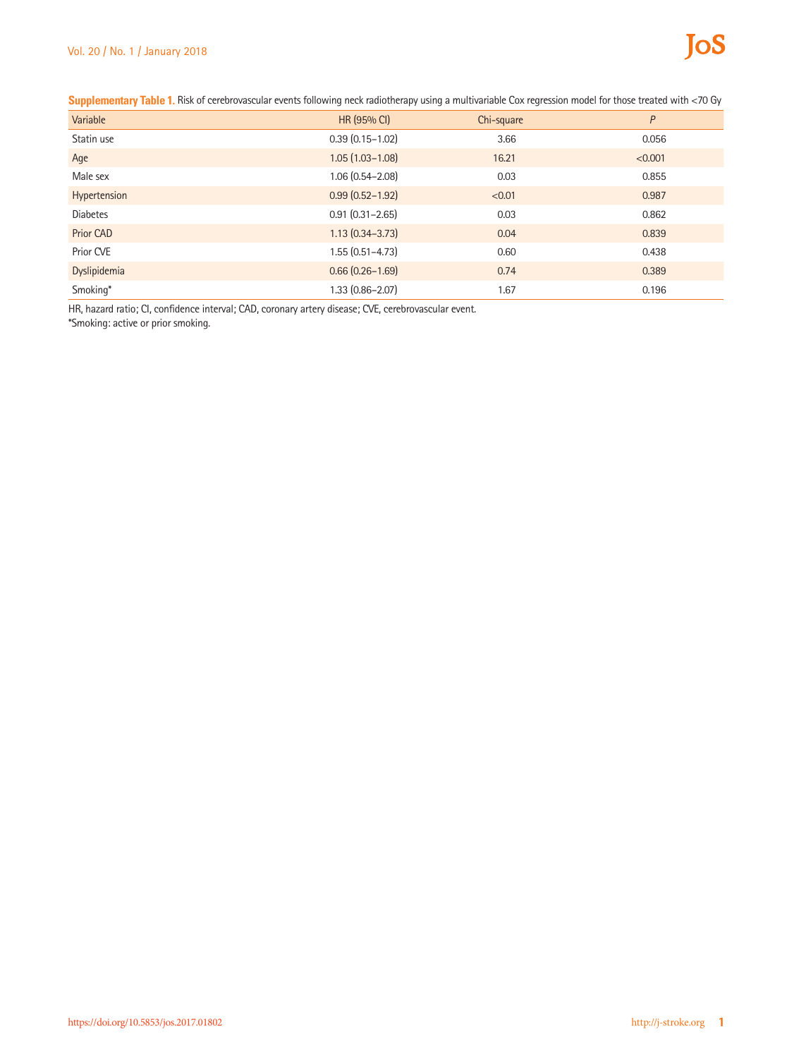**Supplementary Table 1.** Risk of cerebrovascular events following neck radiotherapy using a multivariable Cox regression model for those treated with <70 Gy

| Variable | HR (95% CI) | Chi-square | *P* |
|---|---|---|---|
| Statin use | 0.39 (0.15–1.02) | 3.66 | 0.056 |
| Age | 1.05 (1.03–1.08) | 16.21 | <0.001 |
| Male sex | 1.06 (0.54–2.08) | 0.03 | 0.855 |
| Hypertension | 0.99 (0.52–1.92) | <0.01 | 0.987 |
| Diabetes | 0.91 (0.31–2.65) | 0.03 | 0.862 |
| Prior CAD | 1.13 (0.34–3.73) | 0.04 | 0.839 |
| Prior CVE | 1.55 (0.51–4.73) | 0.60 | 0.438 |
| Dyslipidemia | 0.66 (0.26–1.69) | 0.74 | 0.389 |
| Smoking* | 1.33 (0.86–2.07) | 1.67 | 0.196 |

HR, hazard ratio; CI, confidence interval; CAD, coronary artery disease; CVE, cerebrovascular event.
*Smoking: active or prior smoking.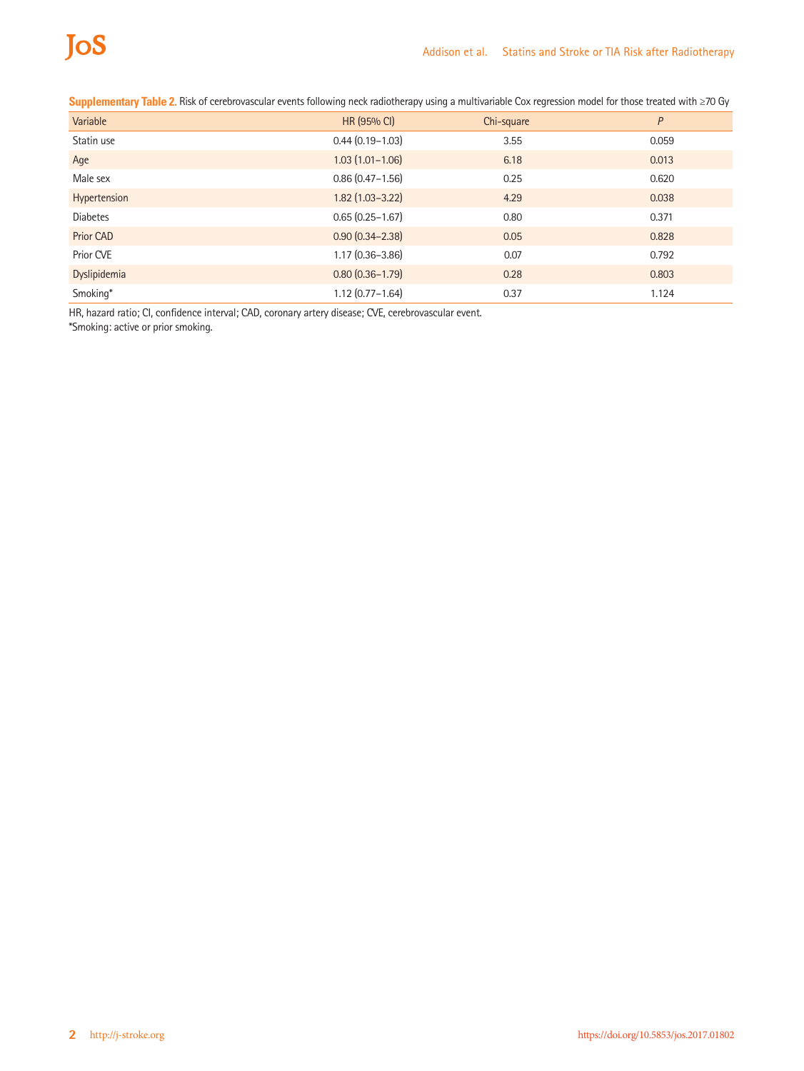**Supplementary Table 2.** Risk of cerebrovascular events following neck radiotherapy using a multivariable Cox regression model for those treated with ≥70 Gy

| Variable | HR (95% CI) | Chi-square | *P* |
|---|---|---|---|
| Statin use | 0.44 (0.19–1.03) | 3.55 | 0.059 |
| Age | 1.03 (1.01–1.06) | 6.18 | 0.013 |
| Male sex | 0.86 (0.47–1.56) | 0.25 | 0.620 |
| Hypertension | 1.82 (1.03–3.22) | 4.29 | 0.038 |
| Diabetes | 0.65 (0.25–1.67) | 0.80 | 0.371 |
| Prior CAD | 0.90 (0.34–2.38) | 0.05 | 0.828 |
| Prior CVE | 1.17 (0.36–3.86) | 0.07 | 0.792 |
| Dyslipidemia | 0.80 (0.36–1.79) | 0.28 | 0.803 |
| Smoking* | 1.12 (0.77–1.64) | 0.37 | 1.124 |

HR, hazard ratio; CI, confidence interval; CAD, coronary artery disease; CVE, cerebrovascular event.
*Smoking: active or prior smoking.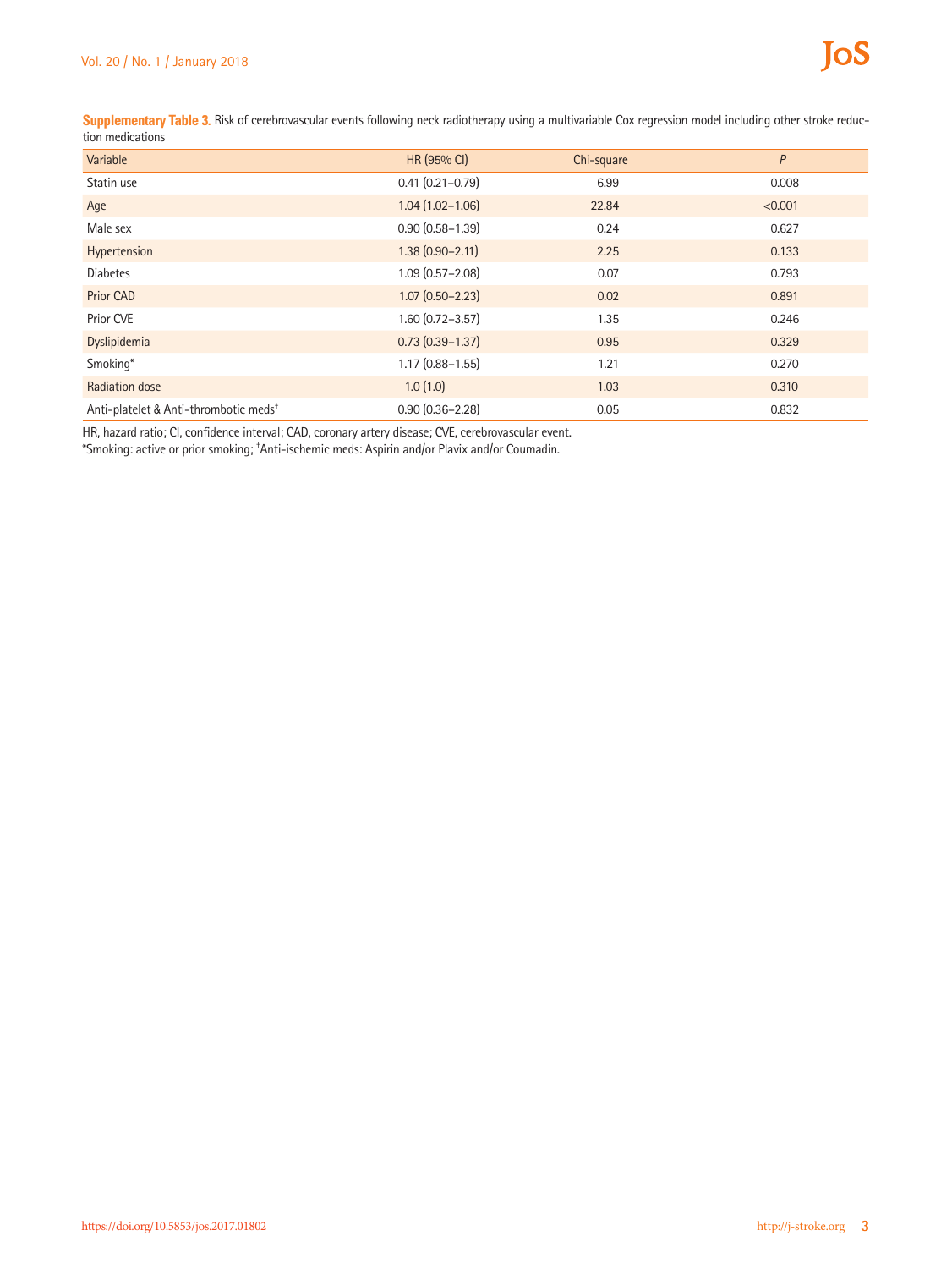**Supplementary Table 3.** Risk of cerebrovascular events following neck radiotherapy using a multivariable Cox regression model including other stroke reduction medications

| Variable | HR (95% CI) | Chi-square | *P* |
|---|---|---|---|
| Statin use | 0.41 (0.21–0.79) | 6.99 | 0.008 |
| Age | 1.04 (1.02–1.06) | 22.84 | <0.001 |
| Male sex | 0.90 (0.58–1.39) | 0.24 | 0.627 |
| Hypertension | 1.38 (0.90–2.11) | 2.25 | 0.133 |
| Diabetes | 1.09 (0.57–2.08) | 0.07 | 0.793 |
| Prior CAD | 1.07 (0.50–2.23) | 0.02 | 0.891 |
| Prior CVE | 1.60 (0.72–3.57) | 1.35 | 0.246 |
| Dyslipidemia | 0.73 (0.39–1.37) | 0.95 | 0.329 |
| Smoking* | 1.17 (0.88–1.55) | 1.21 | 0.270 |
| Radiation dose | 1.0 (1.0) | 1.03 | 0.310 |
| Anti-platelet & Anti-thrombotic meds† | 0.90 (0.36–2.28) | 0.05 | 0.832 |

HR, hazard ratio; CI, confidence interval; CAD, coronary artery disease; CVE, cerebrovascular event.
*Smoking: active or prior smoking; †Anti-ischemic meds: Aspirin and/or Plavix and/or Coumadin.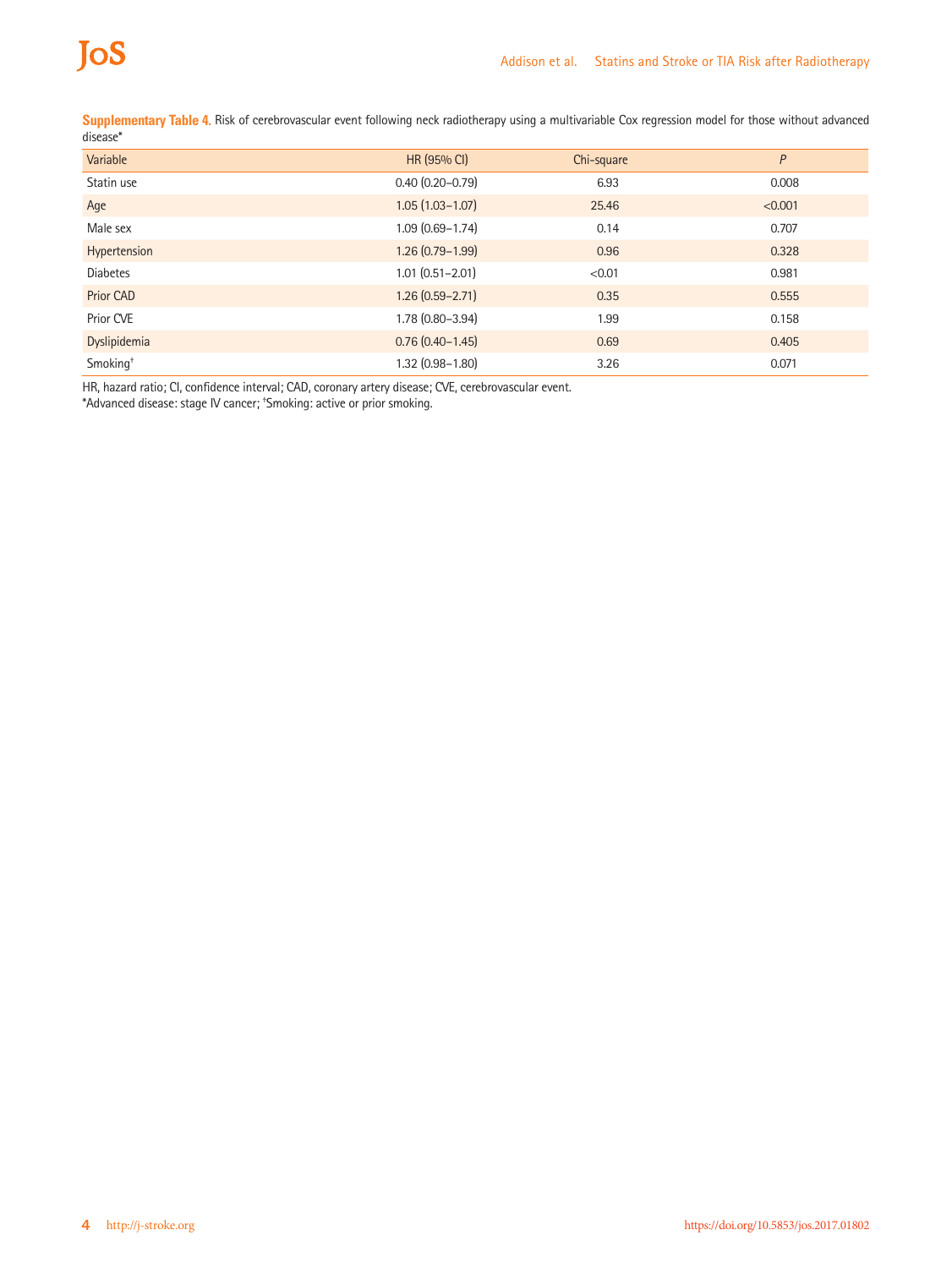**Supplementary Table 4.** Risk of cerebrovascular event following neck radiotherapy using a multivariable Cox regression model for those without advanced disease*

| Variable | HR (95% CI) | Chi-square | *P* |
|---|---|---|---|
| Statin use | 0.40 (0.20–0.79) | 6.93 | 0.008 |
| Age | 1.05 (1.03–1.07) | 25.46 | <0.001 |
| Male sex | 1.09 (0.69–1.74) | 0.14 | 0.707 |
| Hypertension | 1.26 (0.79–1.99) | 0.96 | 0.328 |
| Diabetes | 1.01 (0.51–2.01) | <0.01 | 0.981 |
| Prior CAD | 1.26 (0.59–2.71) | 0.35 | 0.555 |
| Prior CVE | 1.78 (0.80–3.94) | 1.99 | 0.158 |
| Dyslipidemia | 0.76 (0.40–1.45) | 0.69 | 0.405 |
| Smoking† | 1.32 (0.98–1.80) | 3.26 | 0.071 |

HR, hazard ratio; CI, confidence interval; CAD, coronary artery disease; CVE, cerebrovascular event.
*Advanced disease: stage IV cancer; †Smoking: active or prior smoking.